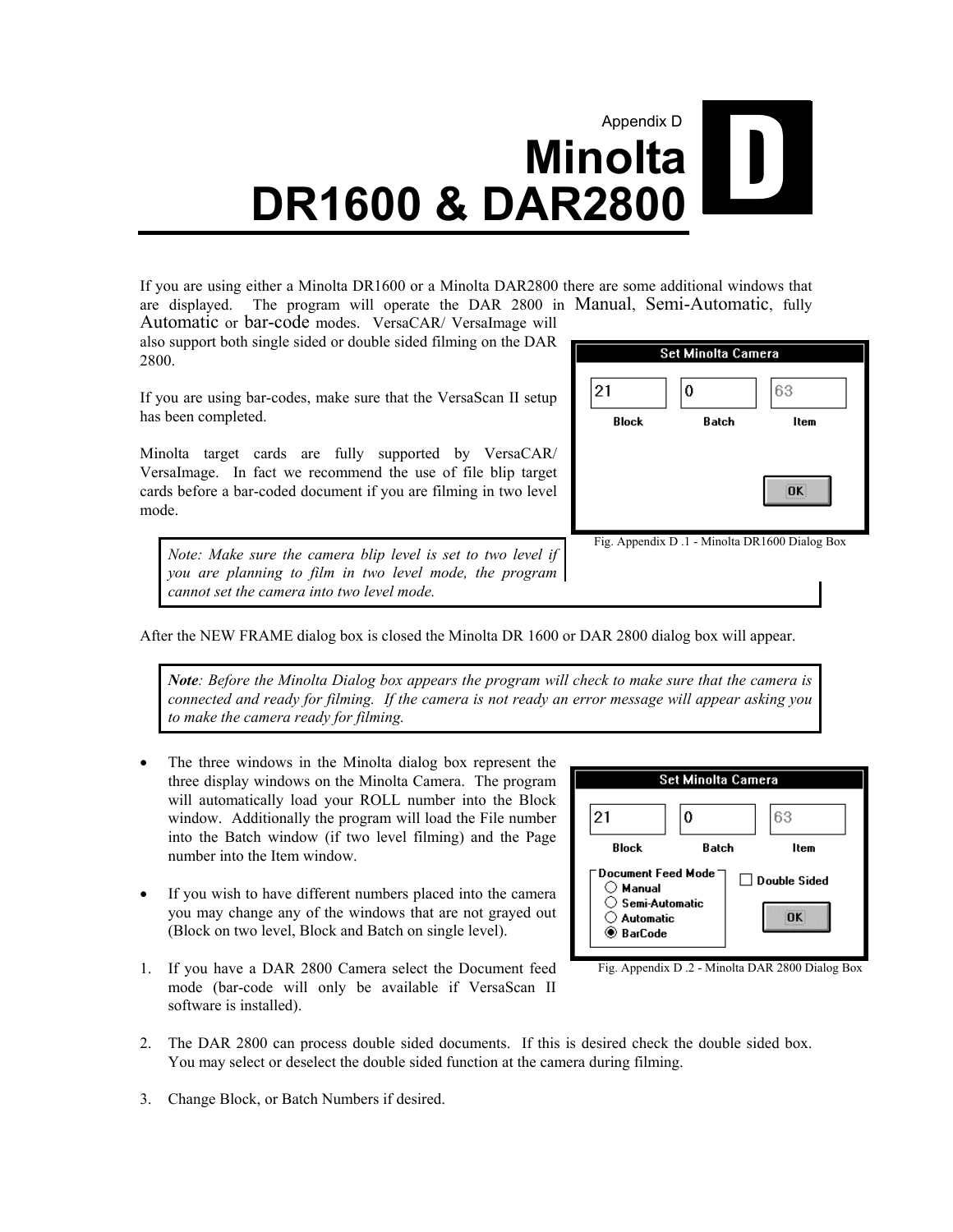Appendix D

# Minolta DR1600 & DAR2800

If you are using either a Minolta DR1600 or a Minolta DAR2800 there are some additional windows that are displayed. The program will operate the DAR 2800 in Manual, Semi-Automatic, fully Automatic or bar-code modes. VersaCAR/ VersaImage will also support both single sided or double sided filming on the DAR 2800.

If you are using bar-codes, make sure that the VersaScan II setup has been completed.

Minolta target cards are fully supported by VersaCAR/ VersaImage. In fact we recommend the use of file blip target cards before a bar-coded document if you are filming in two level mode.

Fig. Appendix D .1 - Minolta DR1600 Dialog Box

> *Note: Make sure the camera blip level is set to two level if you are planning to film in two level mode, the program cannot set the camera into two level mode.*

After the NEW FRAME dialog box is closed the Minolta DR 1600 or DAR 2800 dialog box will appear.

> ***Note**: Before the Minolta Dialog box appears the program will check to make sure that the camera is connected and ready for filming. If the camera is not ready an error message will appear asking you to make the camera ready for filming.*

- The three windows in the Minolta dialog box represent the three display windows on the Minolta Camera. The program will automatically load your ROLL number into the Block window. Additionally the program will load the File number into the Batch window (if two level filming) and the Page number into the Item window.
- If you wish to have different numbers placed into the camera you may change any of the windows that are not grayed out (Block on two level, Block and Batch on single level).

Fig. Appendix D .2 - Minolta DAR 2800 Dialog Box

1. If you have a DAR 2800 Camera select the Document feed mode (bar-code will only be available if VersaScan II software is installed).
2. The DAR 2800 can process double sided documents. If this is desired check the double sided box. You may select or deselect the double sided function at the camera during filming.
3. Change Block, or Batch Numbers if desired.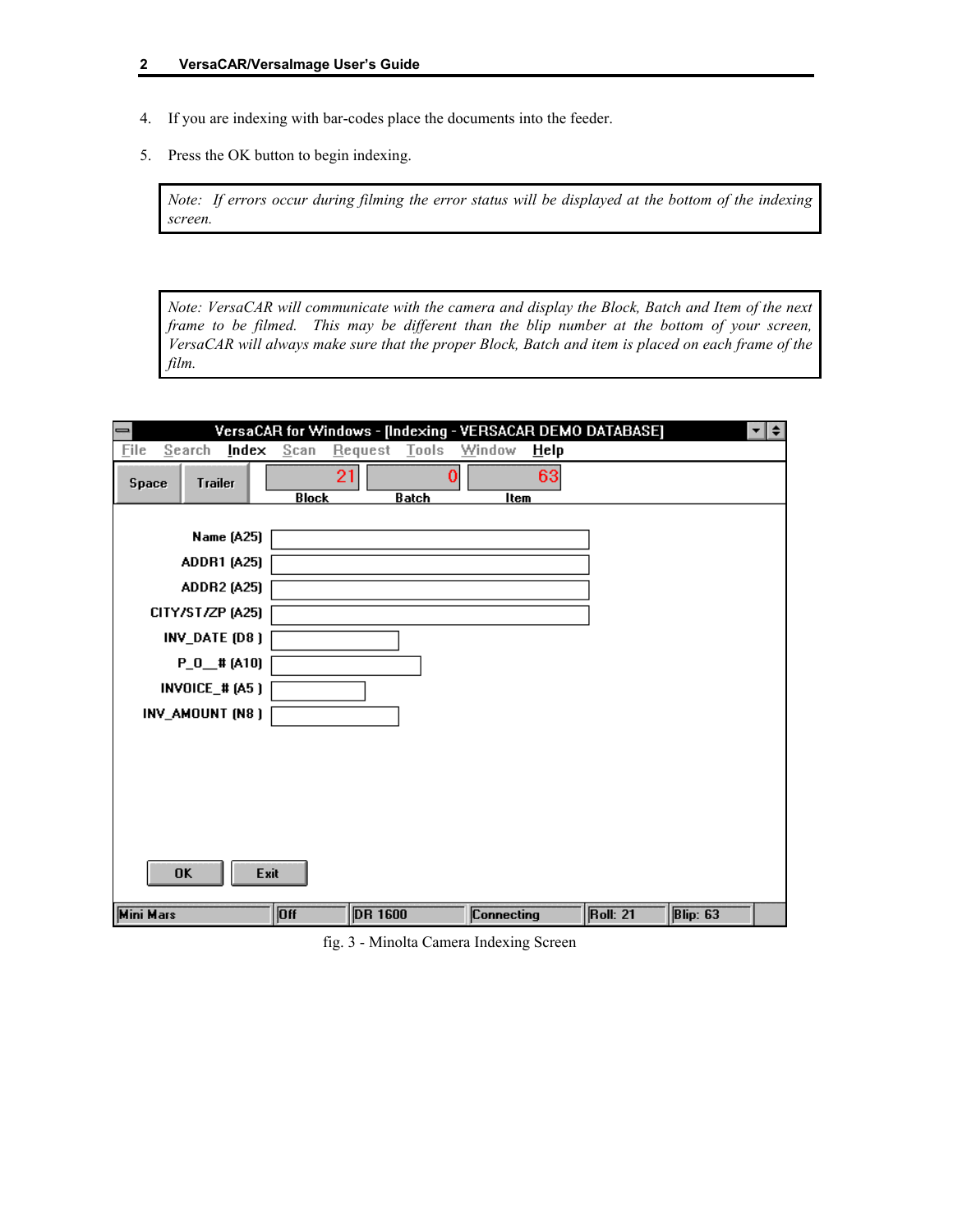4. If you are indexing with bar-codes place the documents into the feeder.

5. Press the OK button to begin indexing.

> *Note: If errors occur during filming the error status will be displayed at the bottom of the indexing screen.*

> *Note: VersaCAR will communicate with the camera and display the Block, Batch and Item of the next frame to be filmed. This may be different than the blip number at the bottom of your screen, VersaCAR will always make sure that the proper Block, Batch and item is placed on each frame of the film.*

VersaCAR for Windows - [Indexing - VERSACAR DEMO DATABASE]

File Search Index Scan Request Tools Window Help

Space Trailer

21 Block
0 Batch
63 Item

Name (A25)
ADDR1 (A25)
ADDR2 (A25)
CITY/ST/ZP (A25)
INV_DATE (D8 )
P_O__# (A10)
INVOICE_# (A5 )
INV_AMOUNT (N8 )

OK Exit

Mini Mars | Off | DR 1600 | Connecting | Roll: 21 | Blip: 63

fig. 3 - Minolta Camera Indexing Screen